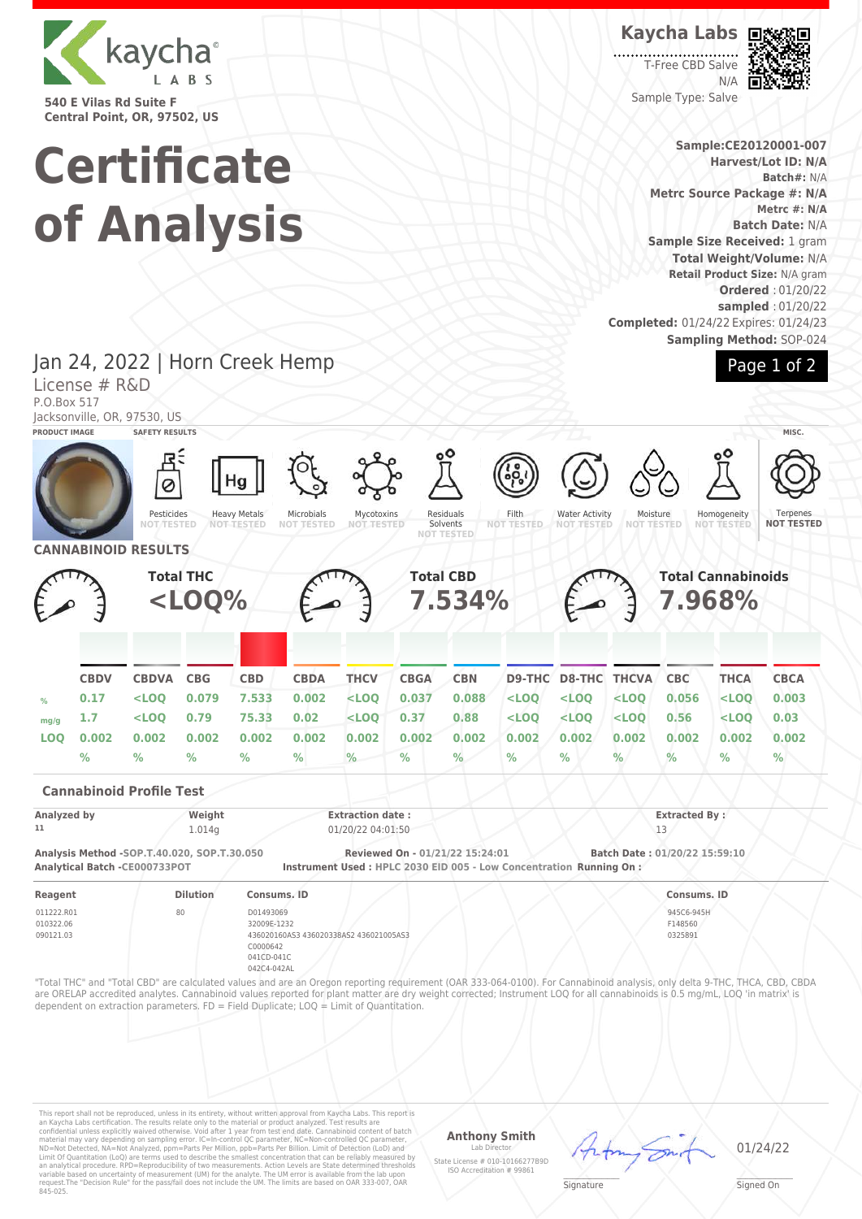kaycha LABS

540 E Vilas Rd Suite F
Central Point, OR, 97502, US

# Certificate of Analysis

**Kaycha Labs**

T-Free CBD Salve
N/A
Sample Type: Salve

**Sample:CE20120001-007**
**Harvest/Lot ID: N/A**
**Batch#:** N/A
**Metrc Source Package #: N/A**
**Metrc #: N/A**
**Batch Date:** N/A
**Sample Size Received:** 1 gram
**Total Weight/Volume:** N/A
**Retail Product Size:** N/A gram
**Ordered** : 01/20/22
**sampled** : 01/20/22
**Completed:** 01/24/22 Expires: 01/24/23
**Sampling Method:** SOP-024

## Jan 24, 2022 | Horn Creek Hemp

License # R&D
P.O.Box 517
Jacksonville, OR, 97530, US

**PRODUCT IMAGE** | **SAFETY RESULTS** | **MISC.**

| Pesticides | Heavy Metals | Microbials | Mycotoxins | Residuals Solvents | Filth | Water Activity | Moisture | Homogeneity | Terpenes |
|---|---|---|---|---|---|---|---|---|---|
| NOT TESTED | NOT TESTED | NOT TESTED | NOT TESTED | NOT TESTED | NOT TESTED | NOT TESTED | NOT TESTED | NOT TESTED | NOT TESTED |

## CANNABINOID RESULTS

**Total THC** <LOQ%

**Total CBD** 7.534%

**Total Cannabinoids** 7.968%

| | CBDV | CBDVA | CBG | CBD | CBDA | THCV | CBGA | CBN | D9-THC | D8-THC | THCVA | CBC | THCA | CBCA |
|---|---|---|---|---|---|---|---|---|---|---|---|---|---|---|
| % | 0.17 | <LOQ | 0.079 | 7.533 | 0.002 | <LOQ | 0.037 | 0.088 | <LOQ | <LOQ | <LOQ | 0.056 | <LOQ | 0.003 |
| mg/g | 1.7 | <LOQ | 0.79 | 75.33 | 0.02 | <LOQ | 0.37 | 0.88 | <LOQ | <LOQ | <LOQ | 0.56 | <LOQ | 0.03 |
| LOQ | 0.002 % | 0.002 % | 0.002 % | 0.002 % | 0.002 % | 0.002 % | 0.002 % | 0.002 % | 0.002 % | 0.002 % | 0.002 % | 0.002 % | 0.002 % | 0.002 % |

### Cannabinoid Profile Test

| Analyzed by | Weight | Extraction date : | Extracted By : |
|---|---|---|---|
| 11 | 1.014g | 01/20/22 04:01:50 | 13 |

**Analysis Method** -SOP.T.40.020, SOP.T.30.050
**Analytical Batch** -CE000733POT
**Reviewed On** - 01/21/22 15:24:01
**Instrument Used** : HPLC 2030 EID 005 - Low Concentration **Running On** :
**Batch Date** : 01/20/22 15:59:10

| Reagent | Dilution | Consums. ID | Consums. ID |
|---|---|---|---|
| 011222.R01<br>010322.06<br>090121.03 | 80 | D01493069<br>32009E-1232<br>436020160AS3 436020338AS2 436021005AS3<br>C0000642<br>041CD-041C<br>042C4-042AL | 945C6-945H<br>F148560<br>0325891 |

"Total THC" and "Total CBD" are calculated values and are an Oregon reporting requirement (OAR 333-064-0100). For Cannabinoid analysis, only delta 9-THC, THCA, CBD, CBDA are ORELAP accredited analytes. Cannabinoid values reported for plant matter are dry weight corrected; Instrument LOQ for all cannabinoids is 0.5 mg/mL, LOQ 'in matrix' is dependent on extraction parameters. FD = Field Duplicate; LOQ = Limit of Quantitation.

This report shall not be reproduced, unless in its entirety, without written approval from Kaycha Labs. This report is an Kaycha Labs certification. The results relate only to the material or product analyzed. Test results are confidential unless explicitly waived otherwise. Void after 1 year from test end date. Cannabinoid content of batch material may vary depending on sampling error. IC=In-control QC parameter, NC=Non-controlled QC parameter, ND=Not Detected, NA=Not Analyzed, ppm=Parts Per Million, ppb=Parts Per Billion. Limit of Detection (LoD) and Limit Of Quantitation (LoQ) are terms used to describe the smallest concentration that can be reliably measured by an analytical procedure. RPD=Reproducibility of two measurements. Action Levels are State determined thresholds variable based on uncertainty of measurement (UM) for the analyte. The UM error is available from the lab upon request.The "Decision Rule" for the pass/fail does not include the UM. The limits are based on OAR 333-007, OAR 845-025.

**Anthony Smith**
Lab Director
State License # 010-10166277B9D
ISO Accreditation # 99861

Signature

01/24/22
Signed On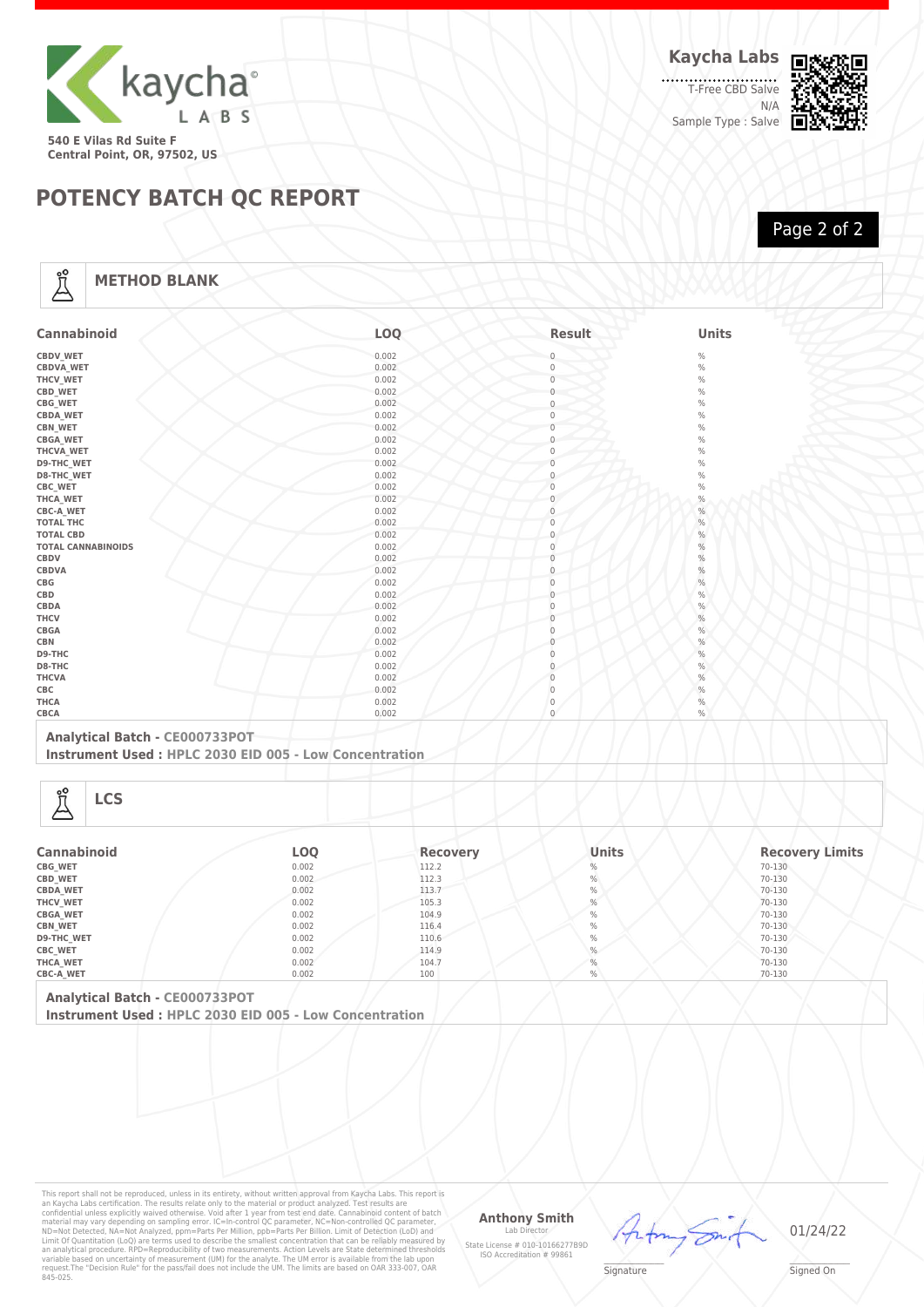Kaycha Labs

T-Free CBD Salve
N/A
Sample Type : Salve

540 E Vilas Rd Suite F
Central Point, OR, 97502, US

# POTENCY BATCH QC REPORT

## METHOD BLANK

| Cannabinoid | LOQ | Result | Units |
|---|---|---|---|
| CBDV_WET | 0.002 | 0 | % |
| CBDVA_WET | 0.002 | 0 | % |
| THCV_WET | 0.002 | 0 | % |
| CBD_WET | 0.002 | 0 | % |
| CBG_WET | 0.002 | 0 | % |
| CBDA_WET | 0.002 | 0 | % |
| CBN_WET | 0.002 | 0 | % |
| CBGA_WET | 0.002 | 0 | % |
| THCVA_WET | 0.002 | 0 | % |
| D9-THC_WET | 0.002 | 0 | % |
| D8-THC_WET | 0.002 | 0 | % |
| CBC_WET | 0.002 | 0 | % |
| THCA_WET | 0.002 | 0 | % |
| CBC-A_WET | 0.002 | 0 | % |
| TOTAL THC | 0.002 | 0 | % |
| TOTAL CBD | 0.002 | 0 | % |
| TOTAL CANNABINOIDS | 0.002 | 0 | % |
| CBDV | 0.002 | 0 | % |
| CBDVA | 0.002 | 0 | % |
| CBG | 0.002 | 0 | % |
| CBD | 0.002 | 0 | % |
| CBDA | 0.002 | 0 | % |
| THCV | 0.002 | 0 | % |
| CBGA | 0.002 | 0 | % |
| CBN | 0.002 | 0 | % |
| D9-THC | 0.002 | 0 | % |
| D8-THC | 0.002 | 0 | % |
| THCVA | 0.002 | 0 | % |
| CBC | 0.002 | 0 | % |
| THCA | 0.002 | 0 | % |
| CBCA | 0.002 | 0 | % |

**Analytical Batch - CE000733POT**
**Instrument Used : HPLC 2030 EID 005 - Low Concentration**

## LCS

| Cannabinoid | LOQ | Recovery | Units | Recovery Limits |
|---|---|---|---|---|
| CBG_WET | 0.002 | 112.2 | % | 70-130 |
| CBD_WET | 0.002 | 112.3 | % | 70-130 |
| CBDA_WET | 0.002 | 113.7 | % | 70-130 |
| THCV_WET | 0.002 | 105.3 | % | 70-130 |
| CBGA_WET | 0.002 | 104.9 | % | 70-130 |
| CBN_WET | 0.002 | 116.4 | % | 70-130 |
| D9-THC_WET | 0.002 | 110.6 | % | 70-130 |
| CBC_WET | 0.002 | 114.9 | % | 70-130 |
| THCA_WET | 0.002 | 104.7 | % | 70-130 |
| CBC-A_WET | 0.002 | 100 | % | 70-130 |

**Analytical Batch - CE000733POT**
**Instrument Used : HPLC 2030 EID 005 - Low Concentration**

This report shall not be reproduced, unless in its entirety, without written approval from Kaycha Labs. This report is an Kaycha Labs certification. The results relate only to the material or product analyzed. Test results are confidential unless explicitly waived otherwise. Void after 1 year from test end date. Cannabinoid content of batch material may vary depending on sampling error. IC=In-control QC parameter, NC=Non-controlled QC parameter, ND=Not Detected, NA=Not Analyzed, ppm=Parts Per Million, ppb=Parts Per Billion. Limit of Detection (LoD) and Limit Of Quantitation (LoQ) are terms used to describe the smallest concentration that can be reliably measured by an analytical procedure. RPD=Reproducibility of two measurements. Action Levels are State determined thresholds variable based on uncertainty of measurement (UM) for the analyte. The UM error is available from the lab upon request.The "Decision Rule" for the pass/fail does not include the UM. The limits are based on OAR 333-007, OAR 845-025.

**Anthony Smith**
Lab Director
State License # 010-10166277B9D
ISO Accreditation # 99861

Signature

01/24/22
Signed On